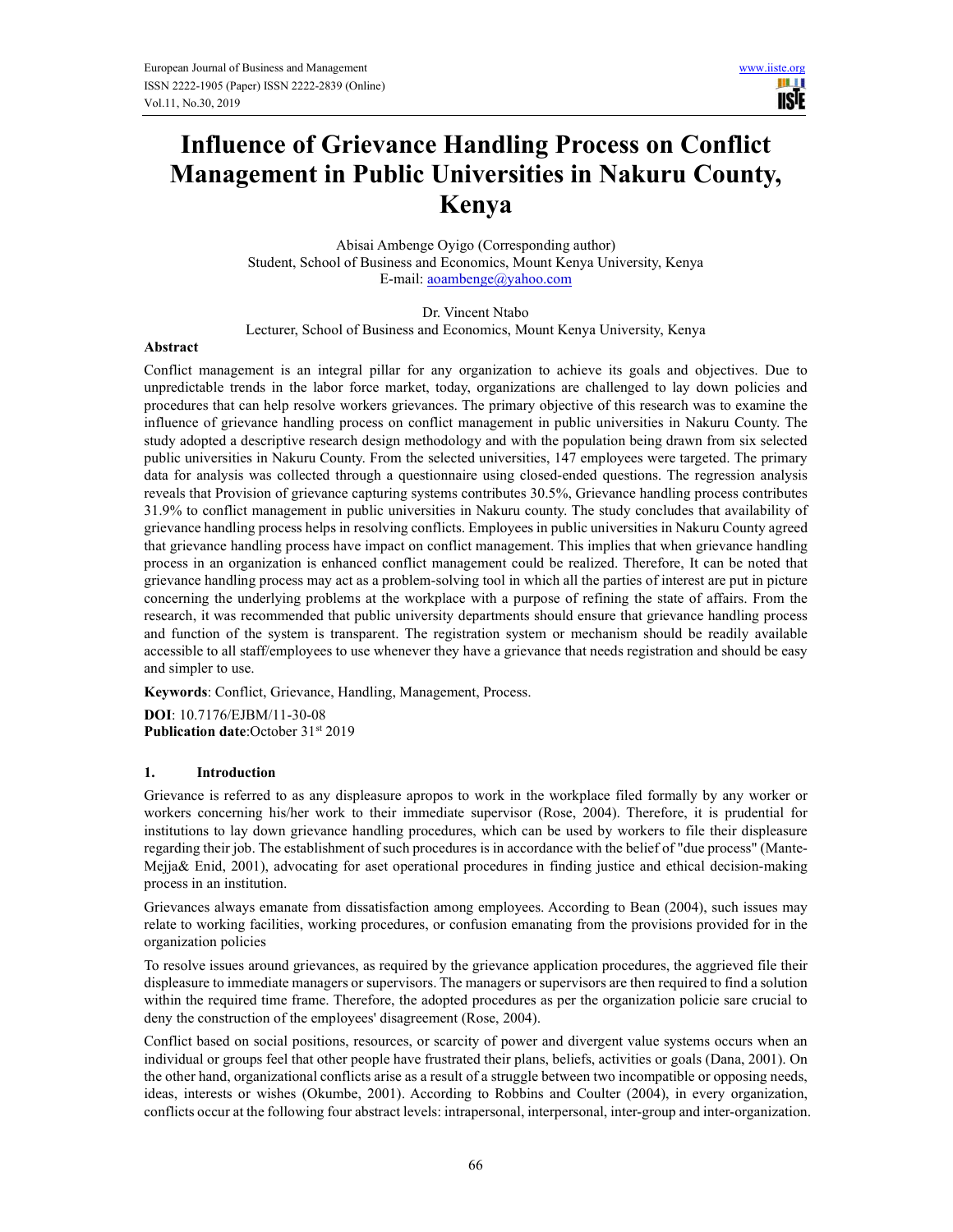# Influence of Grievance Handling Process on Conflict Management in Public Universities in Nakuru County, Kenya

Abisai Ambenge Oyigo (Corresponding author)
Student, School of Business and Economics, Mount Kenya University, Kenya
E-mail: aoambenge@yahoo.com

Dr. Vincent Ntabo
Lecturer, School of Business and Economics, Mount Kenya University, Kenya

## Abstract

Conflict management is an integral pillar for any organization to achieve its goals and objectives. Due to unpredictable trends in the labor force market, today, organizations are challenged to lay down policies and procedures that can help resolve workers grievances. The primary objective of this research was to examine the influence of grievance handling process on conflict management in public universities in Nakuru County. The study adopted a descriptive research design methodology and with the population being drawn from six selected public universities in Nakuru County. From the selected universities, 147 employees were targeted. The primary data for analysis was collected through a questionnaire using closed-ended questions. The regression analysis reveals that Provision of grievance capturing systems contributes 30.5%, Grievance handling process contributes 31.9% to conflict management in public universities in Nakuru county. The study concludes that availability of grievance handling process helps in resolving conflicts. Employees in public universities in Nakuru County agreed that grievance handling process have impact on conflict management. This implies that when grievance handling process in an organization is enhanced conflict management could be realized. Therefore, It can be noted that grievance handling process may act as a problem-solving tool in which all the parties of interest are put in picture concerning the underlying problems at the workplace with a purpose of refining the state of affairs. From the research, it was recommended that public university departments should ensure that grievance handling process and function of the system is transparent. The registration system or mechanism should be readily available accessible to all staff/employees to use whenever they have a grievance that needs registration and should be easy and simpler to use.

**Keywords**: Conflict, Grievance, Handling, Management, Process.

**DOI**: 10.7176/EJBM/11-30-08
**Publication date**:October 31st 2019

## 1. Introduction

Grievance is referred to as any displeasure apropos to work in the workplace filed formally by any worker or workers concerning his/her work to their immediate supervisor (Rose, 2004). Therefore, it is prudential for institutions to lay down grievance handling procedures, which can be used by workers to file their displeasure regarding their job. The establishment of such procedures is in accordance with the belief of "due process" (Mante-Mejja& Enid, 2001), advocating for aset operational procedures in finding justice and ethical decision-making process in an institution.

Grievances always emanate from dissatisfaction among employees. According to Bean (2004), such issues may relate to working facilities, working procedures, or confusion emanating from the provisions provided for in the organization policies

To resolve issues around grievances, as required by the grievance application procedures, the aggrieved file their displeasure to immediate managers or supervisors. The managers or supervisors are then required to find a solution within the required time frame. Therefore, the adopted procedures as per the organization policie sare crucial to deny the construction of the employees' disagreement (Rose, 2004).

Conflict based on social positions, resources, or scarcity of power and divergent value systems occurs when an individual or groups feel that other people have frustrated their plans, beliefs, activities or goals (Dana, 2001). On the other hand, organizational conflicts arise as a result of a struggle between two incompatible or opposing needs, ideas, interests or wishes (Okumbe, 2001). According to Robbins and Coulter (2004), in every organization, conflicts occur at the following four abstract levels: intrapersonal, interpersonal, inter-group and inter-organization.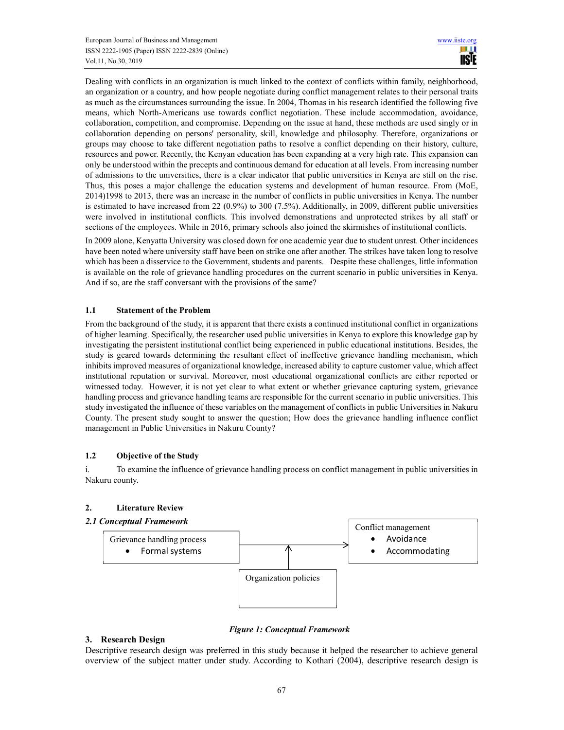Dealing with conflicts in an organization is much linked to the context of conflicts within family, neighborhood, an organization or a country, and how people negotiate during conflict management relates to their personal traits as much as the circumstances surrounding the issue. In 2004, Thomas in his research identified the following five means, which North-Americans use towards conflict negotiation. These include accommodation, avoidance, collaboration, competition, and compromise. Depending on the issue at hand, these methods are used singly or in collaboration depending on persons' personality, skill, knowledge and philosophy. Therefore, organizations or groups may choose to take different negotiation paths to resolve a conflict depending on their history, culture, resources and power. Recently, the Kenyan education has been expanding at a very high rate. This expansion can only be understood within the precepts and continuous demand for education at all levels. From increasing number of admissions to the universities, there is a clear indicator that public universities in Kenya are still on the rise. Thus, this poses a major challenge the education systems and development of human resource. From (MoE, 2014)1998 to 2013, there was an increase in the number of conflicts in public universities in Kenya. The number is estimated to have increased from 22 (0.9%) to 300 (7.5%). Additionally, in 2009, different public universities were involved in institutional conflicts. This involved demonstrations and unprotected strikes by all staff or sections of the employees. While in 2016, primary schools also joined the skirmishes of institutional conflicts.

In 2009 alone, Kenyatta University was closed down for one academic year due to student unrest. Other incidences have been noted where university staff have been on strike one after another. The strikes have taken long to resolve which has been a disservice to the Government, students and parents. Despite these challenges, little information is available on the role of grievance handling procedures on the current scenario in public universities in Kenya. And if so, are the staff conversant with the provisions of the same?

### 1.1 Statement of the Problem

From the background of the study, it is apparent that there exists a continued institutional conflict in organizations of higher learning. Specifically, the researcher used public universities in Kenya to explore this knowledge gap by investigating the persistent institutional conflict being experienced in public educational institutions. Besides, the study is geared towards determining the resultant effect of ineffective grievance handling mechanism, which inhibits improved measures of organizational knowledge, increased ability to capture customer value, which affect institutional reputation or survival. Moreover, most educational organizational conflicts are either reported or witnessed today. However, it is not yet clear to what extent or whether grievance capturing system, grievance handling process and grievance handling teams are responsible for the current scenario in public universities. This study investigated the influence of these variables on the management of conflicts in public Universities in Nakuru County. The present study sought to answer the question; How does the grievance handling influence conflict management in Public Universities in Nakuru County?

### 1.2 Objective of the Study

i. To examine the influence of grievance handling process on conflict management in public universities in Nakuru county.

## 2. Literature Review

### *2.1 Conceptual Framework*

Grievance handling process
- Formal systems

→ Conflict management
- Avoidance
- Accommodating

Organization policies (↑ moderating)

*Figure 1: Conceptual Framework*

## 3. Research Design

Descriptive research design was preferred in this study because it helped the researcher to achieve general overview of the subject matter under study. According to Kothari (2004), descriptive research design is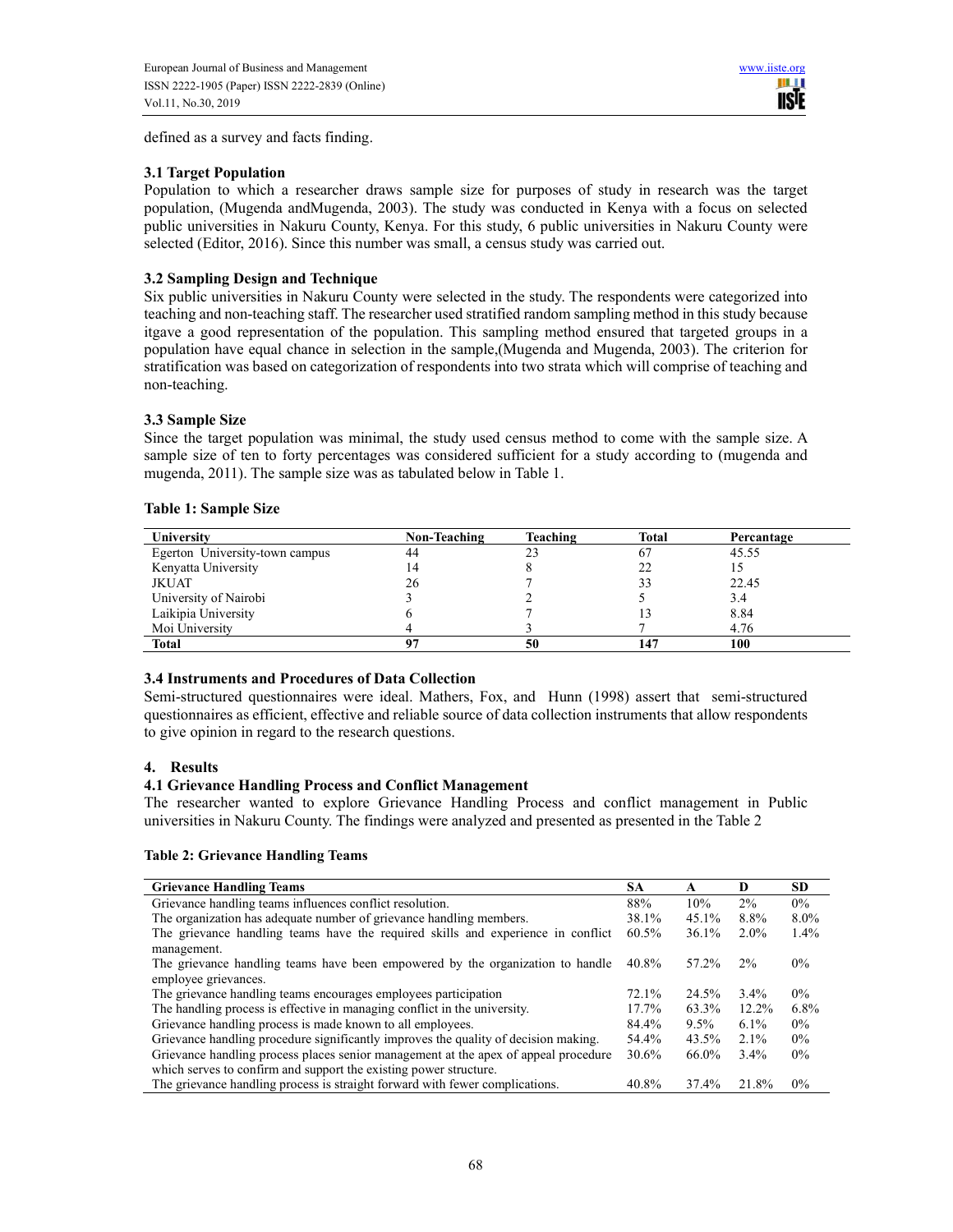defined as a survey and facts finding.

### 3.1 Target Population

Population to which a researcher draws sample size for purposes of study in research was the target population, (Mugenda andMugenda, 2003). The study was conducted in Kenya with a focus on selected public universities in Nakuru County, Kenya. For this study, 6 public universities in Nakuru County were selected (Editor, 2016). Since this number was small, a census study was carried out.

### 3.2 Sampling Design and Technique

Six public universities in Nakuru County were selected in the study. The respondents were categorized into teaching and non-teaching staff. The researcher used stratified random sampling method in this study because itgave a good representation of the population. This sampling method ensured that targeted groups in a population have equal chance in selection in the sample,(Mugenda and Mugenda, 2003). The criterion for stratification was based on categorization of respondents into two strata which will comprise of teaching and non-teaching.

### 3.3 Sample Size

Since the target population was minimal, the study used census method to come with the sample size. A sample size of ten to forty percentages was considered sufficient for a study according to (mugenda and mugenda, 2011). The sample size was as tabulated below in Table 1.

**Table 1: Sample Size**

| University | Non-Teaching | Teaching | Total | Percantage |
|---|---|---|---|---|
| Egerton University-town campus | 44 | 23 | 67 | 45.55 |
| Kenyatta University | 14 | 8 | 22 | 15 |
| JKUAT | 26 | 7 | 33 | 22.45 |
| University of Nairobi | 3 | 2 | 5 | 3.4 |
| Laikipia University | 6 | 7 | 13 | 8.84 |
| Moi University | 4 | 3 | 7 | 4.76 |
| **Total** | **97** | **50** | **147** | **100** |

### 3.4 Instruments and Procedures of Data Collection

Semi-structured questionnaires were ideal. Mathers, Fox, and Hunn (1998) assert that semi-structured questionnaires as efficient, effective and reliable source of data collection instruments that allow respondents to give opinion in regard to the research questions.

## 4. Results

### 4.1 Grievance Handling Process and Conflict Management

The researcher wanted to explore Grievance Handling Process and conflict management in Public universities in Nakuru County. The findings were analyzed and presented as presented in the Table 2

**Table 2: Grievance Handling Teams**

| Grievance Handling Teams | SA | A | D | SD |
|---|---|---|---|---|
| Grievance handling teams influences conflict resolution. | 88% | 10% | 2% | 0% |
| The organization has adequate number of grievance handling members. | 38.1% | 45.1% | 8.8% | 8.0% |
| The grievance handling teams have the required skills and experience in conflict management. | 60.5% | 36.1% | 2.0% | 1.4% |
| The grievance handling teams have been empowered by the organization to handle employee grievances. | 40.8% | 57.2% | 2% | 0% |
| The grievance handling teams encourages employees participation | 72.1% | 24.5% | 3.4% | 0% |
| The handling process is effective in managing conflict in the university. | 17.7% | 63.3% | 12.2% | 6.8% |
| Grievance handling process is made known to all employees. | 84.4% | 9.5% | 6.1% | 0% |
| Grievance handling procedure significantly improves the quality of decision making. | 54.4% | 43.5% | 2.1% | 0% |
| Grievance handling process places senior management at the apex of appeal procedure which serves to confirm and support the existing power structure. | 30.6% | 66.0% | 3.4% | 0% |
| The grievance handling process is straight forward with fewer complications. | 40.8% | 37.4% | 21.8% | 0% |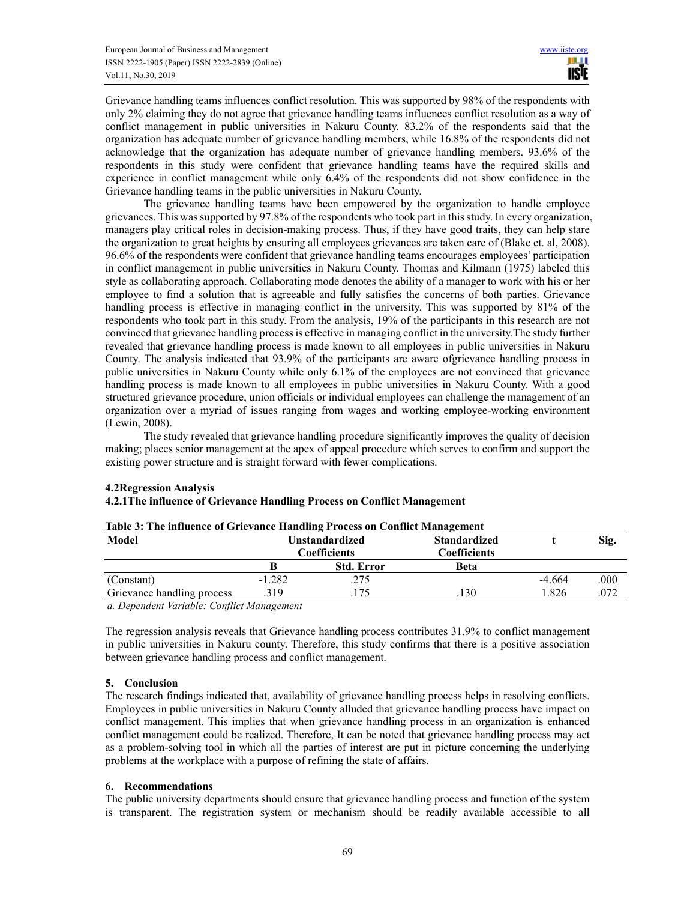Grievance handling teams influences conflict resolution. This was supported by 98% of the respondents with only 2% claiming they do not agree that grievance handling teams influences conflict resolution as a way of conflict management in public universities in Nakuru County. 83.2% of the respondents said that the organization has adequate number of grievance handling members, while 16.8% of the respondents did not acknowledge that the organization has adequate number of grievance handling members. 93.6% of the respondents in this study were confident that grievance handling teams have the required skills and experience in conflict management while only 6.4% of the respondents did not show confidence in the Grievance handling teams in the public universities in Nakuru County.

The grievance handling teams have been empowered by the organization to handle employee grievances. This was supported by 97.8% of the respondents who took part in this study. In every organization, managers play critical roles in decision-making process. Thus, if they have good traits, they can help stare the organization to great heights by ensuring all employees grievances are taken care of (Blake et. al, 2008). 96.6% of the respondents were confident that grievance handling teams encourages employees' participation in conflict management in public universities in Nakuru County. Thomas and Kilmann (1975) labeled this style as collaborating approach. Collaborating mode denotes the ability of a manager to work with his or her employee to find a solution that is agreeable and fully satisfies the concerns of both parties. Grievance handling process is effective in managing conflict in the university. This was supported by 81% of the respondents who took part in this study. From the analysis, 19% of the participants in this research are not convinced that grievance handling process is effective in managing conflict in the university.The study further revealed that grievance handling process is made known to all employees in public universities in Nakuru County. The analysis indicated that 93.9% of the participants are aware ofgrievance handling process in public universities in Nakuru County while only 6.1% of the employees are not convinced that grievance handling process is made known to all employees in public universities in Nakuru County. With a good structured grievance procedure, union officials or individual employees can challenge the management of an organization over a myriad of issues ranging from wages and working employee-working environment (Lewin, 2008).

The study revealed that grievance handling procedure significantly improves the quality of decision making; places senior management at the apex of appeal procedure which serves to confirm and support the existing power structure and is straight forward with fewer complications.

### 4.2Regression Analysis

#### 4.2.1The influence of Grievance Handling Process on Conflict Management

**Table 3: The influence of Grievance Handling Process on Conflict Management**

| Model | Unstandardized Coefficients | | Standardized Coefficients | t | Sig. |
|---|---|---|---|---|---|
| | B | Std. Error | Beta | | |
| (Constant) | -1.282 | .275 | | -4.664 | .000 |
| Grievance handling process | .319 | .175 | .130 | 1.826 | .072 |

*a. Dependent Variable: Conflict Management*

The regression analysis reveals that Grievance handling process contributes 31.9% to conflict management in public universities in Nakuru county. Therefore, this study confirms that there is a positive association between grievance handling process and conflict management.

## 5. Conclusion

The research findings indicated that, availability of grievance handling process helps in resolving conflicts. Employees in public universities in Nakuru County alluded that grievance handling process have impact on conflict management. This implies that when grievance handling process in an organization is enhanced conflict management could be realized. Therefore, It can be noted that grievance handling process may act as a problem-solving tool in which all the parties of interest are put in picture concerning the underlying problems at the workplace with a purpose of refining the state of affairs.

## 6. Recommendations

The public university departments should ensure that grievance handling process and function of the system is transparent. The registration system or mechanism should be readily available accessible to all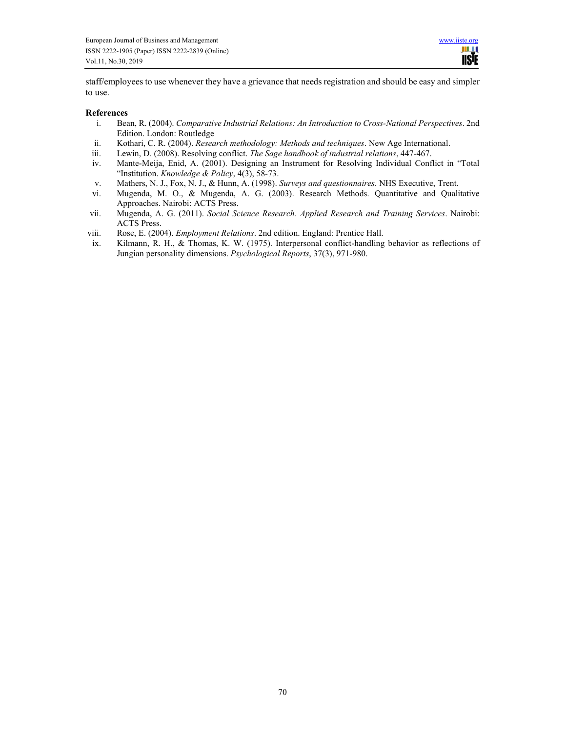staff/employees to use whenever they have a grievance that needs registration and should be easy and simpler to use.

## References

i. Bean, R. (2004). *Comparative Industrial Relations: An Introduction to Cross-National Perspectives*. 2nd Edition. London: Routledge

ii. Kothari, C. R. (2004). *Research methodology: Methods and techniques*. New Age International.

iii. Lewin, D. (2008). Resolving conflict. *The Sage handbook of industrial relations*, 447-467.

iv. Mante-Meija, Enid, A. (2001). Designing an Instrument for Resolving Individual Conflict in "Total "Institution. *Knowledge & Policy*, 4(3), 58-73.

v. Mathers, N. J., Fox, N. J., & Hunn, A. (1998). *Surveys and questionnaires*. NHS Executive, Trent.

vi. Mugenda, M. O., & Mugenda, A. G. (2003). Research Methods. Quantitative and Qualitative Approaches. Nairobi: ACTS Press.

vii. Mugenda, A. G. (2011). *Social Science Research. Applied Research and Training Services*. Nairobi: ACTS Press.

viii. Rose, E. (2004). *Employment Relations*. 2nd edition. England: Prentice Hall.

ix. Kilmann, R. H., & Thomas, K. W. (1975). Interpersonal conflict-handling behavior as reflections of Jungian personality dimensions. *Psychological Reports*, 37(3), 971-980.